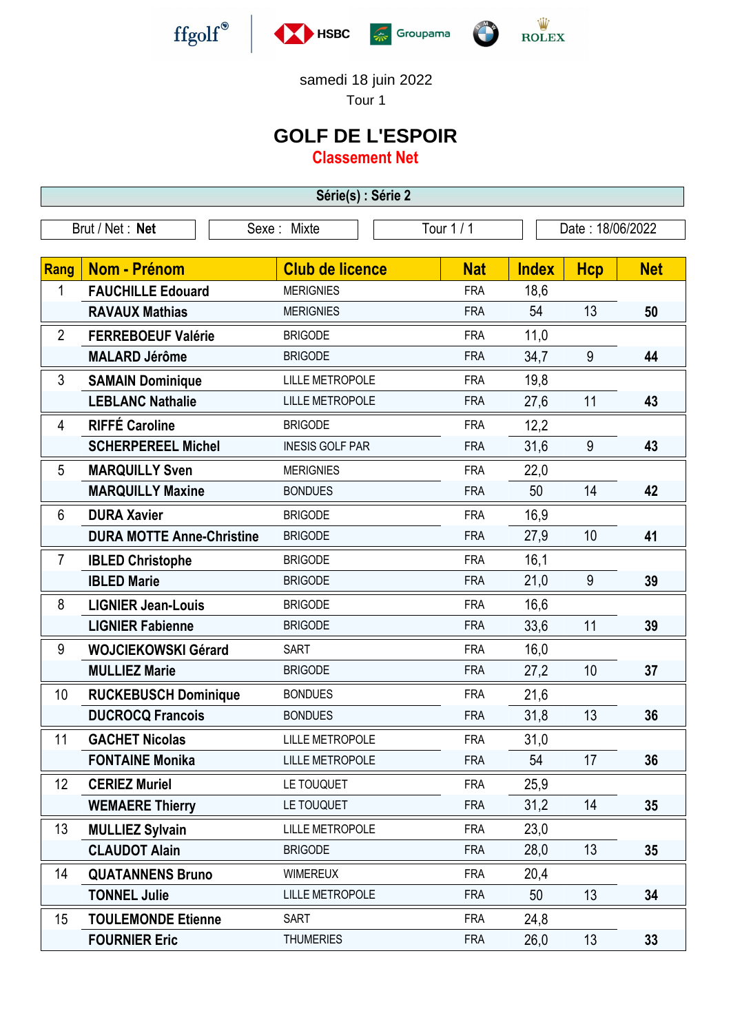ffgolf | HSBC | Groupama | BMW | ROLEX

samedi 18 juin 2022

Tour 1

# GOLF DE L'ESPOIR

## Classement Net

**Série(s) : Série 2**

Brut / Net : **Net** | Sexe : Mixte | Tour 1 / 1 | Date : 18/06/2022

| Rang | Nom - Prénom | Club de licence | Nat | Index | Hcp | Net |
|---|---|---|---|---|---|---|
| 1 | **FAUCHILLE Edouard** | MERIGNIES | FRA | 18,6 | | |
| | **RAVAUX Mathias** | MERIGNIES | FRA | 54 | 13 | **50** |
| 2 | **FERREBOEUF Valérie** | BRIGODE | FRA | 11,0 | | |
| | **MALARD Jérôme** | BRIGODE | FRA | 34,7 | 9 | **44** |
| 3 | **SAMAIN Dominique** | LILLE METROPOLE | FRA | 19,8 | | |
| | **LEBLANC Nathalie** | LILLE METROPOLE | FRA | 27,6 | 11 | **43** |
| 4 | **RIFFÉ Caroline** | BRIGODE | FRA | 12,2 | | |
| | **SCHERPEREEL Michel** | INESIS GOLF PAR | FRA | 31,6 | 9 | **43** |
| 5 | **MARQUILLY Sven** | MERIGNIES | FRA | 22,0 | | |
| | **MARQUILLY Maxine** | BONDUES | FRA | 50 | 14 | **42** |
| 6 | **DURA Xavier** | BRIGODE | FRA | 16,9 | | |
| | **DURA MOTTE Anne-Christine** | BRIGODE | FRA | 27,9 | 10 | **41** |
| 7 | **IBLED Christophe** | BRIGODE | FRA | 16,1 | | |
| | **IBLED Marie** | BRIGODE | FRA | 21,0 | 9 | **39** |
| 8 | **LIGNIER Jean-Louis** | BRIGODE | FRA | 16,6 | | |
| | **LIGNIER Fabienne** | BRIGODE | FRA | 33,6 | 11 | **39** |
| 9 | **WOJCIEKOWSKI Gérard** | SART | FRA | 16,0 | | |
| | **MULLIEZ Marie** | BRIGODE | FRA | 27,2 | 10 | **37** |
| 10 | **RUCKEBUSCH Dominique** | BONDUES | FRA | 21,6 | | |
| | **DUCROCQ Francois** | BONDUES | FRA | 31,8 | 13 | **36** |
| 11 | **GACHET Nicolas** | LILLE METROPOLE | FRA | 31,0 | | |
| | **FONTAINE Monika** | LILLE METROPOLE | FRA | 54 | 17 | **36** |
| 12 | **CERIEZ Muriel** | LE TOUQUET | FRA | 25,9 | | |
| | **WEMAERE Thierry** | LE TOUQUET | FRA | 31,2 | 14 | **35** |
| 13 | **MULLIEZ Sylvain** | LILLE METROPOLE | FRA | 23,0 | | |
| | **CLAUDOT Alain** | BRIGODE | FRA | 28,0 | 13 | **35** |
| 14 | **QUATANNENS Bruno** | WIMEREUX | FRA | 20,4 | | |
| | **TONNEL Julie** | LILLE METROPOLE | FRA | 50 | 13 | **34** |
| 15 | **TOULEMONDE Etienne** | SART | FRA | 24,8 | | |
| | **FOURNIER Eric** | THUMERIES | FRA | 26,0 | 13 | **33** |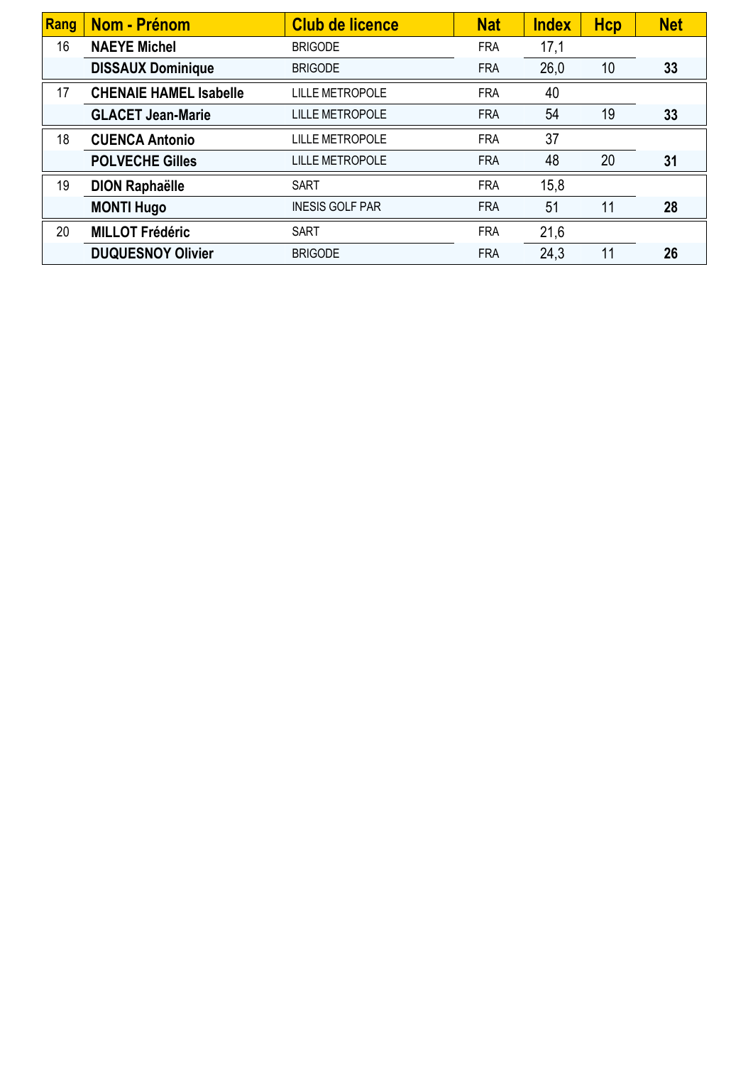| Rang | Nom - Prénom | Club de licence | Nat | Index | Hcp | Net |
|---|---|---|---|---|---|---|
| 16 | **NAEYE Michel** | BRIGODE | FRA | 17,1 | | |
| | **DISSAUX Dominique** | BRIGODE | FRA | 26,0 | 10 | **33** |
| 17 | **CHENAIE HAMEL Isabelle** | LILLE METROPOLE | FRA | 40 | | |
| | **GLACET Jean-Marie** | LILLE METROPOLE | FRA | 54 | 19 | **33** |
| 18 | **CUENCA Antonio** | LILLE METROPOLE | FRA | 37 | | |
| | **POLVECHE Gilles** | LILLE METROPOLE | FRA | 48 | 20 | **31** |
| 19 | **DION Raphaëlle** | SART | FRA | 15,8 | | |
| | **MONTI Hugo** | INESIS GOLF PAR | FRA | 51 | 11 | **28** |
| 20 | **MILLOT Frédéric** | SART | FRA | 21,6 | | |
| | **DUQUESNOY Olivier** | BRIGODE | FRA | 24,3 | 11 | **26** |